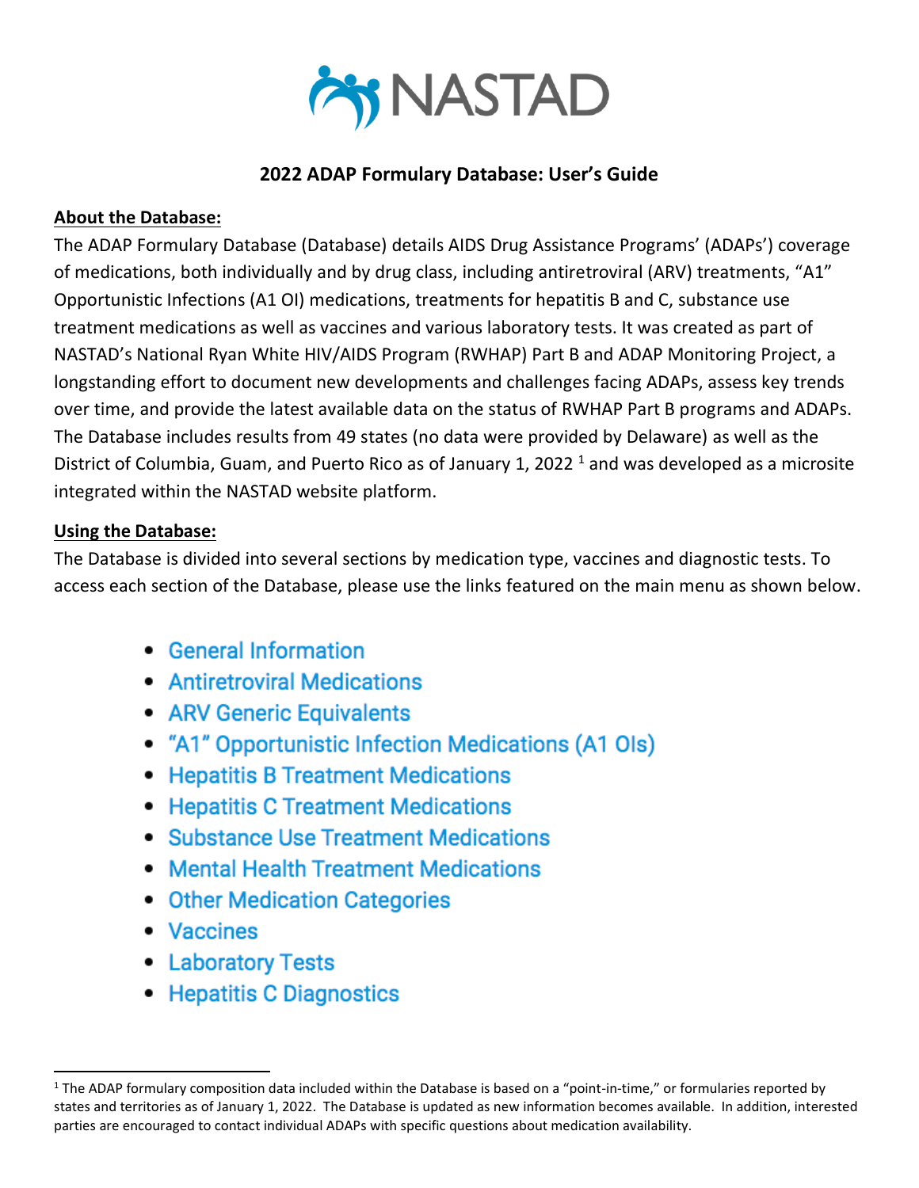NASTAD

# 2022 ADAP Formulary Database: User's Guide

**About the Database:**

The ADAP Formulary Database (Database) details AIDS Drug Assistance Programs' (ADAPs') coverage of medications, both individually and by drug class, including antiretroviral (ARV) treatments, "A1" Opportunistic Infections (A1 OI) medications, treatments for hepatitis B and C, substance use treatment medications as well as vaccines and various laboratory tests. It was created as part of NASTAD's National Ryan White HIV/AIDS Program (RWHAP) Part B and ADAP Monitoring Project, a longstanding effort to document new developments and challenges facing ADAPs, assess key trends over time, and provide the latest available data on the status of RWHAP Part B programs and ADAPs. The Database includes results from 49 states (no data were provided by Delaware) as well as the District of Columbia, Guam, and Puerto Rico as of January 1, 2022 [1] and was developed as a microsite integrated within the NASTAD website platform.

**Using the Database:**

The Database is divided into several sections by medication type, vaccines and diagnostic tests. To access each section of the Database, please use the links featured on the main menu as shown below.

- General Information
- Antiretroviral Medications
- ARV Generic Equivalents
- "A1" Opportunistic Infection Medications (A1 OIs)
- Hepatitis B Treatment Medications
- Hepatitis C Treatment Medications
- Substance Use Treatment Medications
- Mental Health Treatment Medications
- Other Medication Categories
- Vaccines
- Laboratory Tests
- Hepatitis C Diagnostics

[1] The ADAP formulary composition data included within the Database is based on a "point-in-time," or formularies reported by states and territories as of January 1, 2022. The Database is updated as new information becomes available. In addition, interested parties are encouraged to contact individual ADAPs with specific questions about medication availability.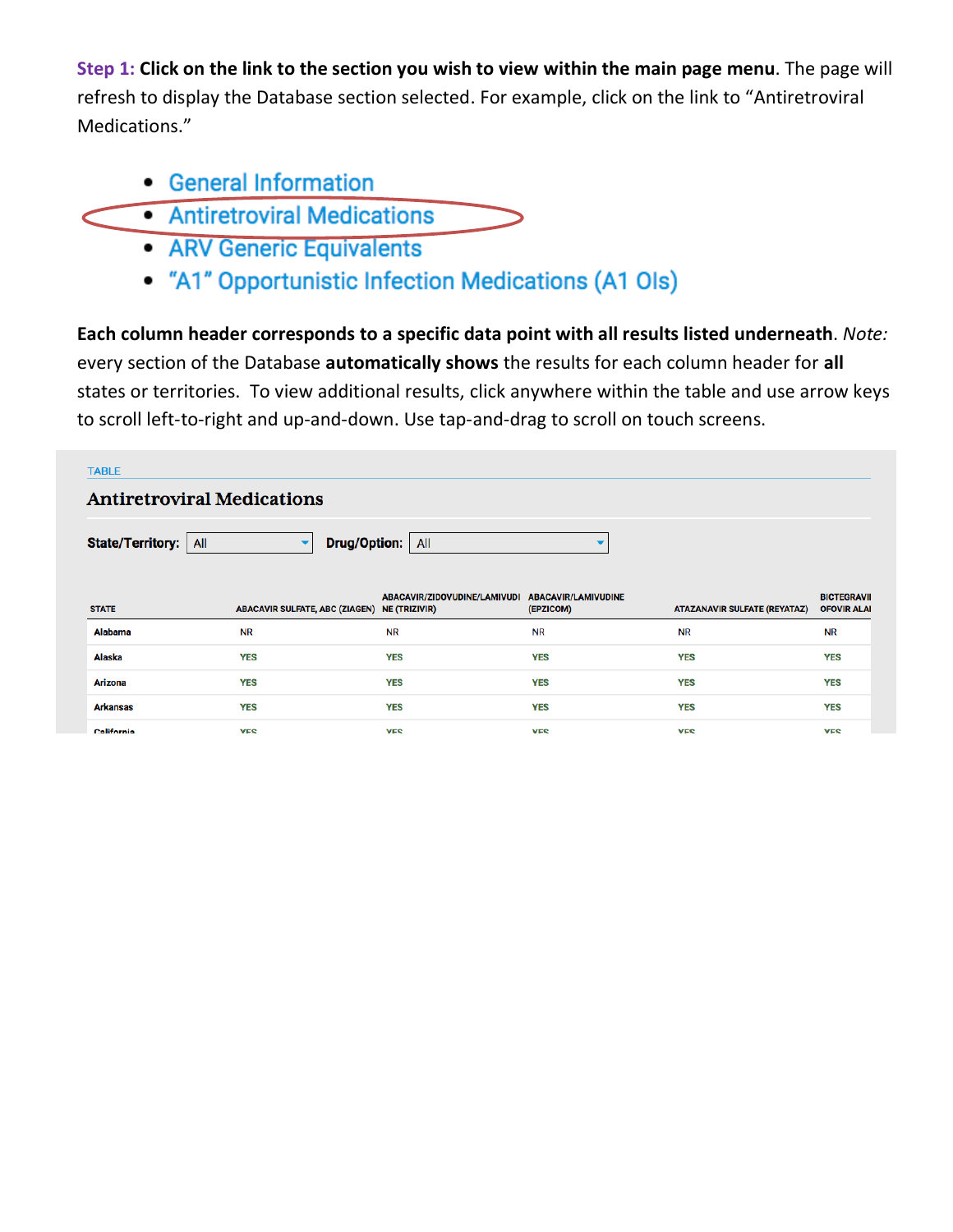**Step 1: Click on the link to the section you wish to view within the main page menu**. The page will refresh to display the Database section selected. For example, click on the link to "Antiretroviral Medications."

- General Information
- Antiretroviral Medications
- ARV Generic Equivalents
- "A1" Opportunistic Infection Medications (A1 OIs)

**Each column header corresponds to a specific data point with all results listed underneath**. *Note:* every section of the Database **automatically shows** the results for each column header for **all** states or territories. To view additional results, click anywhere within the table and use arrow keys to scroll left-to-right and up-and-down. Use tap-and-drag to scroll on touch screens.

TABLE

### Antiretroviral Medications

**State/Territory:** All **Drug/Option:** All

| STATE | ABACAVIR SULFATE, ABC (ZIAGEN) | ABACAVIR/ZIDOVUDINE/LAMIVUDINE (TRIZIVIR) | ABACAVIR/LAMIVUDINE (EPZICOM) | ATAZANAVIR SULFATE (REYATAZ) | BICTEGRAVI OFOVIR ALAI |
|---|---|---|---|---|---|
| Alabama | NR | NR | NR | NR | NR |
| Alaska | YES | YES | YES | YES | YES |
| Arizona | YES | YES | YES | YES | YES |
| Arkansas | YES | YES | YES | YES | YES |
| California | YES | YES | YES | YES | YES |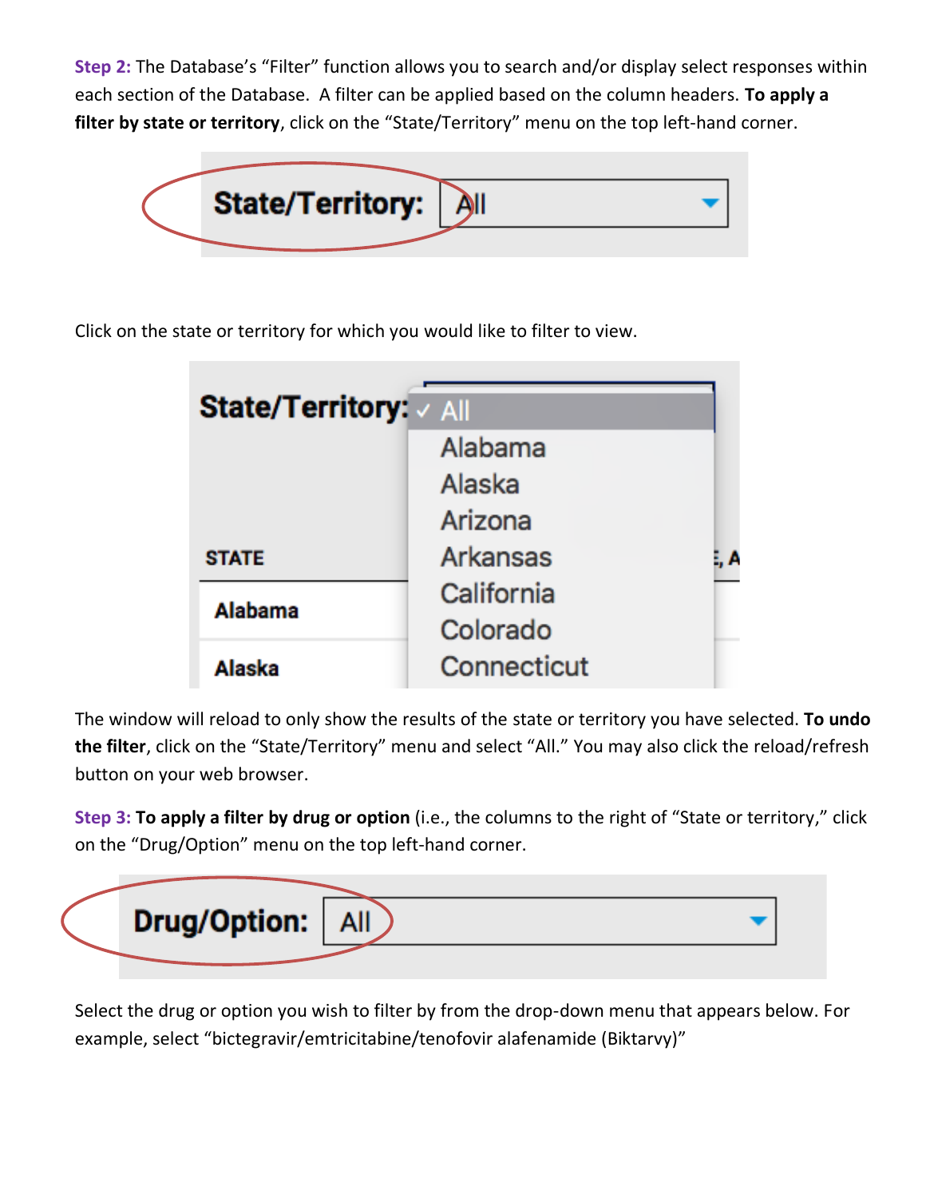**Step 2:** The Database's "Filter" function allows you to search and/or display select responses within each section of the Database. A filter can be applied based on the column headers. **To apply a filter by state or territory**, click on the "State/Territory" menu on the top left-hand corner.

Click on the state or territory for which you would like to filter to view.

The window will reload to only show the results of the state or territory you have selected. **To undo the filter**, click on the "State/Territory" menu and select "All." You may also click the reload/refresh button on your web browser.

**Step 3:** **To apply a filter by drug or option** (i.e., the columns to the right of "State or territory," click on the "Drug/Option" menu on the top left-hand corner.

Select the drug or option you wish to filter by from the drop-down menu that appears below. For example, select "bictegravir/emtricitabine/tenofovir alafenamide (Biktarvy)"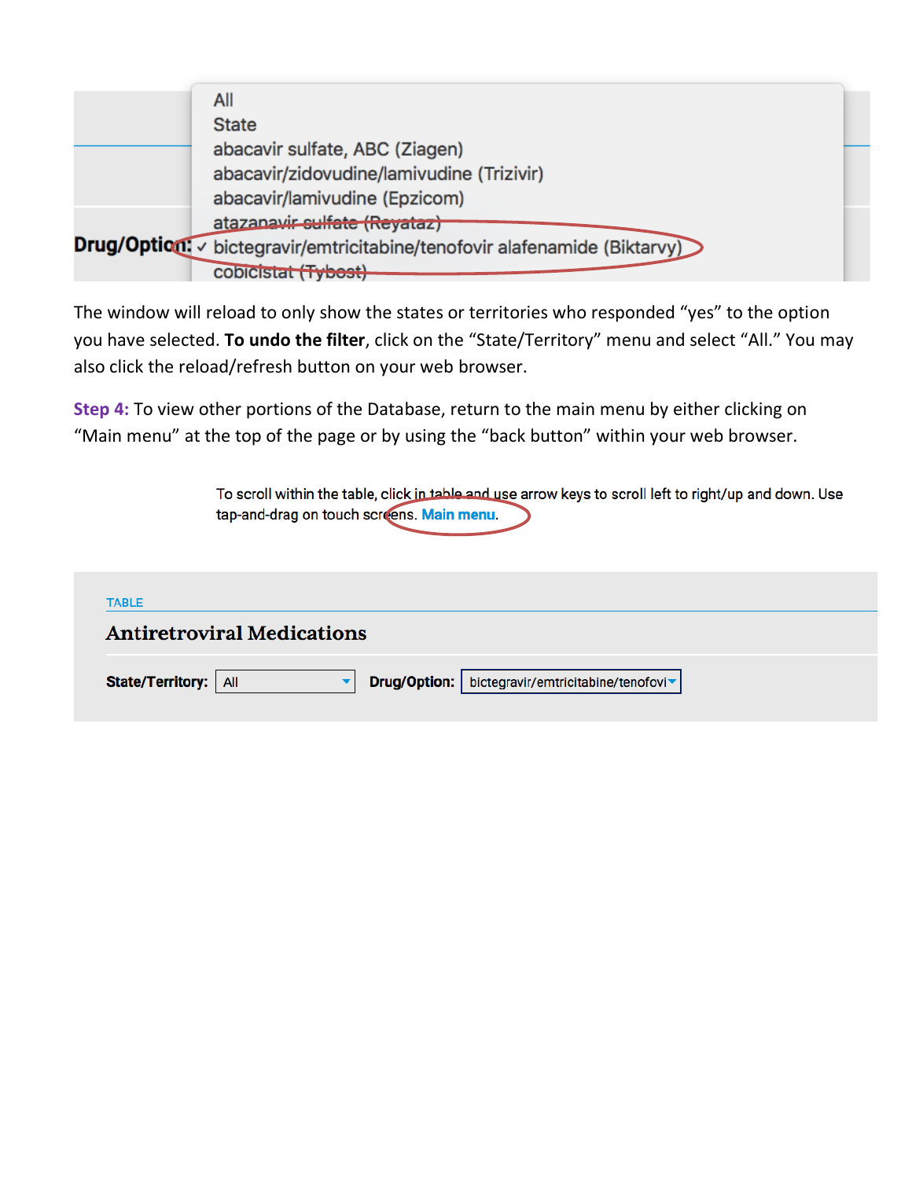All
State
abacavir sulfate, ABC (Ziagen)
abacavir/zidovudine/lamivudine (Trizivir)
abacavir/lamivudine (Epzicom)
atazanavir sulfate (Reyataz)
Drug/Option: ✓ bictegravir/emtricitabine/tenofovir alafenamide (Biktarvy)
cobicistat (Tybost)

The window will reload to only show the states or territories who responded "yes" to the option you have selected. **To undo the filter**, click on the "State/Territory" menu and select "All." You may also click the reload/refresh button on your web browser.

**Step 4:** To view other portions of the Database, return to the main menu by either clicking on "Main menu" at the top of the page or by using the "back button" within your web browser.

To scroll within the table, click in table and use arrow keys to scroll left to right/up and down. Use tap-and-drag on touch screens. Main menu.

TABLE

**Antiretroviral Medications**

**State/Territory:** All **Drug/Option:** bictegravir/emtricitabine/tenofovi